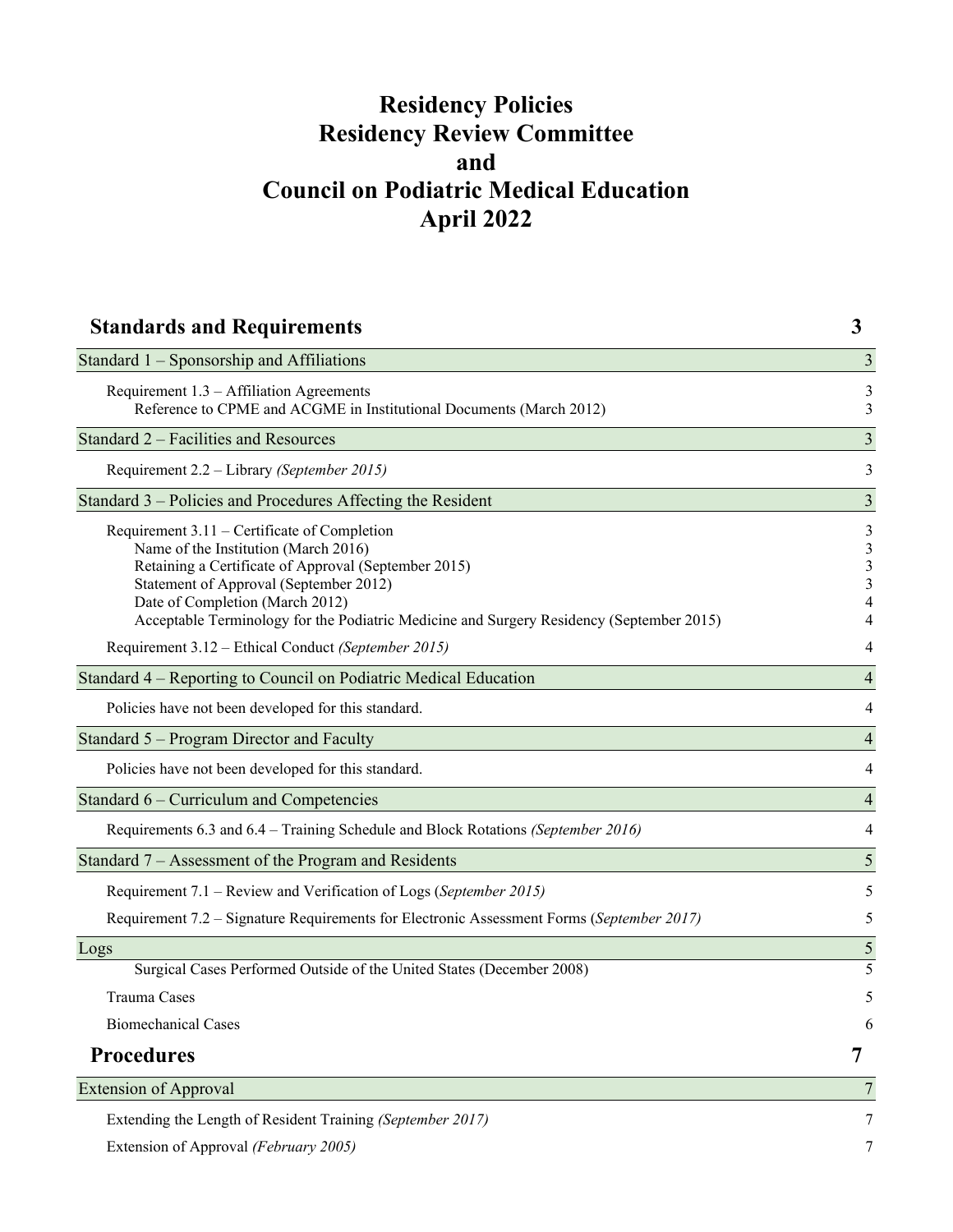# Residency Policies
# Residency Review Committee
# and
# Council on Podiatric Medical Education
# April 2022

| **Standards and Requirements** | **3** |
|---|---|
| Standard 1 – Sponsorship and Affiliations | 3 |
| Requirement 1.3 – Affiliation Agreements | 3 |
| Reference to CPME and ACGME in Institutional Documents (March 2012) | 3 |
| Standard 2 – Facilities and Resources | 3 |
| Requirement 2.2 – Library *(September 2015)* | 3 |
| Standard 3 – Policies and Procedures Affecting the Resident | 3 |
| Requirement 3.11 – Certificate of Completion | 3 |
| Name of the Institution (March 2016) | 3 |
| Retaining a Certificate of Approval (September 2015) | 3 |
| Statement of Approval (September 2012) | 3 |
| Date of Completion (March 2012) | 4 |
| Acceptable Terminology for the Podiatric Medicine and Surgery Residency (September 2015) | 4 |
| Requirement 3.12 – Ethical Conduct *(September 2015)* | 4 |
| Standard 4 – Reporting to Council on Podiatric Medical Education | 4 |
| Policies have not been developed for this standard. | 4 |
| Standard 5 – Program Director and Faculty | 4 |
| Policies have not been developed for this standard. | 4 |
| Standard 6 – Curriculum and Competencies | 4 |
| Requirements 6.3 and 6.4 – Training Schedule and Block Rotations *(September 2016)* | 4 |
| Standard 7 – Assessment of the Program and Residents | 5 |
| Requirement 7.1 – Review and Verification of Logs (*September 2015)* | 5 |
| Requirement 7.2 – Signature Requirements for Electronic Assessment Forms (*September 2017)* | 5 |
| Logs | 5 |
| Surgical Cases Performed Outside of the United States (December 2008) | 5 |
| Trauma Cases | 5 |
| Biomechanical Cases | 6 |
| **Procedures** | **7** |
| Extension of Approval | 7 |
| Extending the Length of Resident Training *(September 2017)* | 7 |
| Extension of Approval *(February 2005)* | 7 |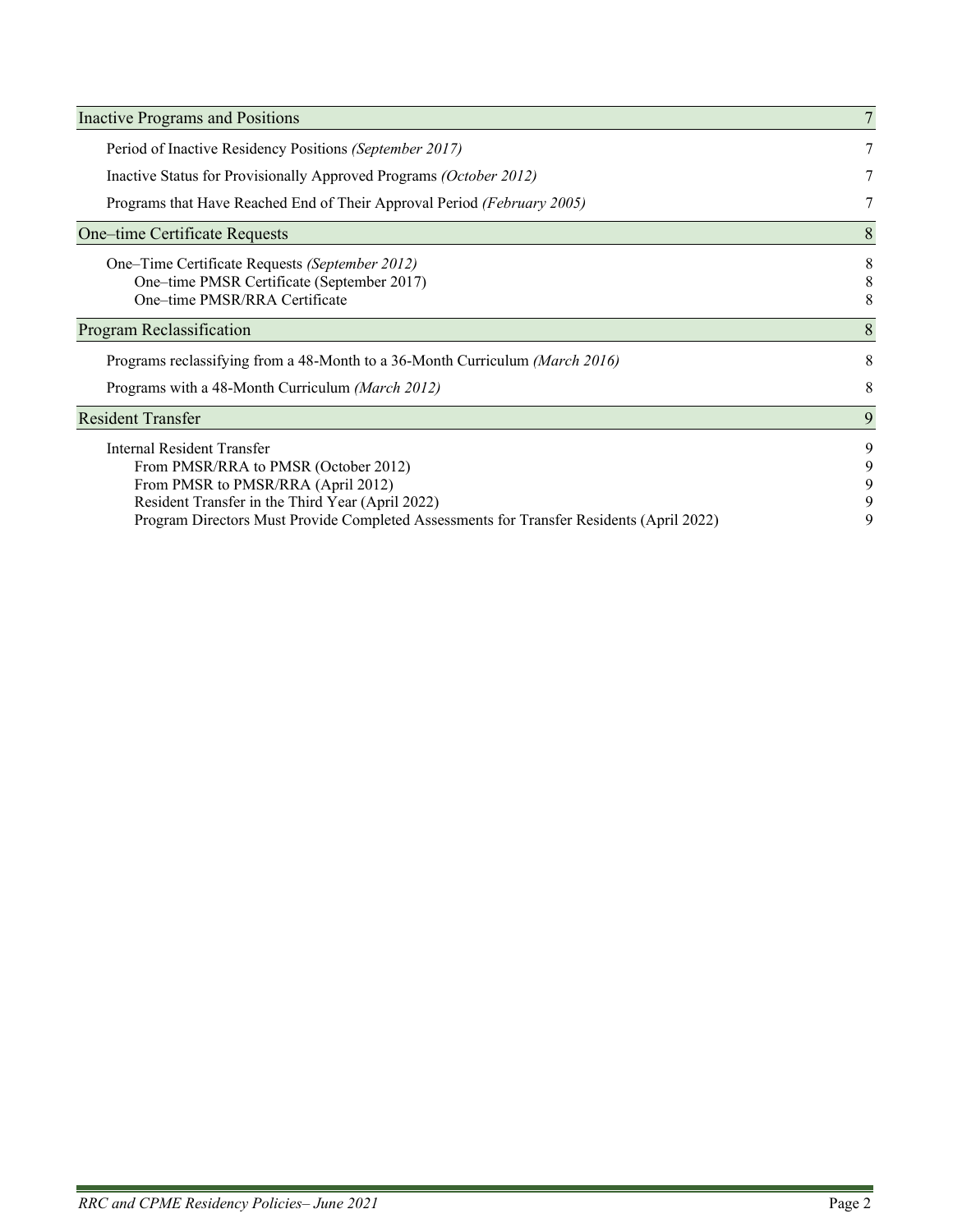| Inactive Programs and Positions | 7 |
|---|---|
| Period of Inactive Residency Positions *(September 2017)* | 7 |
| Inactive Status for Provisionally Approved Programs *(October 2012)* | 7 |
| Programs that Have Reached End of Their Approval Period *(February 2005)* | 7 |
| **One–time Certificate Requests** | **8** |
| One–Time Certificate Requests *(September 2012)* | 8 |
| One–time PMSR Certificate (September 2017) | 8 |
| One–time PMSR/RRA Certificate | 8 |
| **Program Reclassification** | **8** |
| Programs reclassifying from a 48-Month to a 36-Month Curriculum *(March 2016)* | 8 |
| Programs with a 48-Month Curriculum *(March 2012)* | 8 |
| **Resident Transfer** | **9** |
| Internal Resident Transfer | 9 |
| From PMSR/RRA to PMSR (October 2012) | 9 |
| From PMSR to PMSR/RRA (April 2012) | 9 |
| Resident Transfer in the Third Year (April 2022) | 9 |
| Program Directors Must Provide Completed Assessments for Transfer Residents (April 2022) | 9 |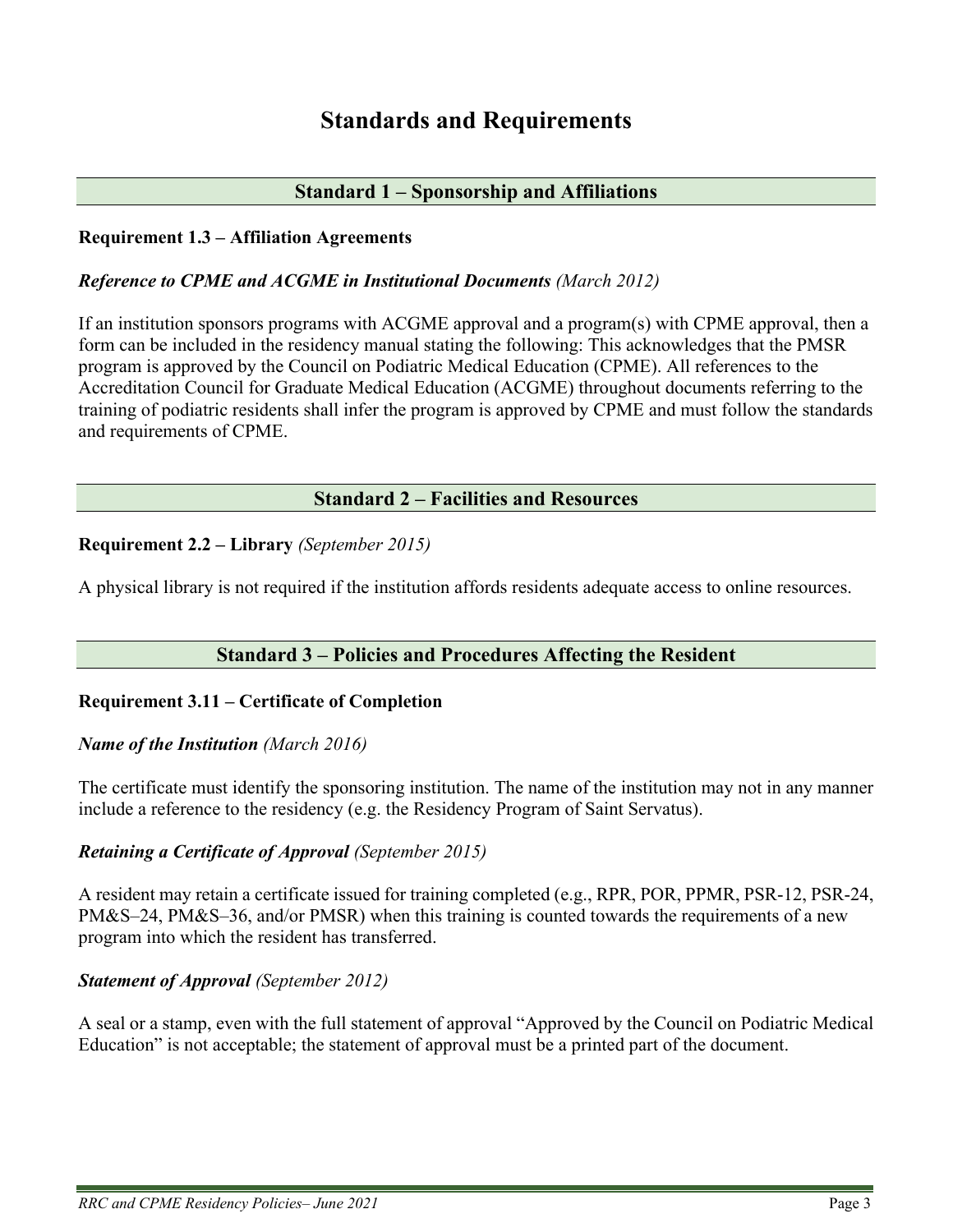# Standards and Requirements

## Standard 1 – Sponsorship and Affiliations

### Requirement 1.3 – Affiliation Agreements

***Reference to CPME and ACGME in Institutional Documents*** *(March 2012)*

If an institution sponsors programs with ACGME approval and a program(s) with CPME approval, then a form can be included in the residency manual stating the following: This acknowledges that the PMSR program is approved by the Council on Podiatric Medical Education (CPME). All references to the Accreditation Council for Graduate Medical Education (ACGME) throughout documents referring to the training of podiatric residents shall infer the program is approved by CPME and must follow the standards and requirements of CPME.

## Standard 2 – Facilities and Resources

### Requirement 2.2 – Library *(September 2015)*

A physical library is not required if the institution affords residents adequate access to online resources.

## Standard 3 – Policies and Procedures Affecting the Resident

### Requirement 3.11 – Certificate of Completion

***Name of the Institution*** *(March 2016)*

The certificate must identify the sponsoring institution. The name of the institution may not in any manner include a reference to the residency (e.g. the Residency Program of Saint Servatus).

***Retaining a Certificate of Approval*** *(September 2015)*

A resident may retain a certificate issued for training completed (e.g., RPR, POR, PPMR, PSR-12, PSR-24, PM&S–24, PM&S–36, and/or PMSR) when this training is counted towards the requirements of a new program into which the resident has transferred.

***Statement of Approval*** *(September 2012)*

A seal or a stamp, even with the full statement of approval "Approved by the Council on Podiatric Medical Education" is not acceptable; the statement of approval must be a printed part of the document.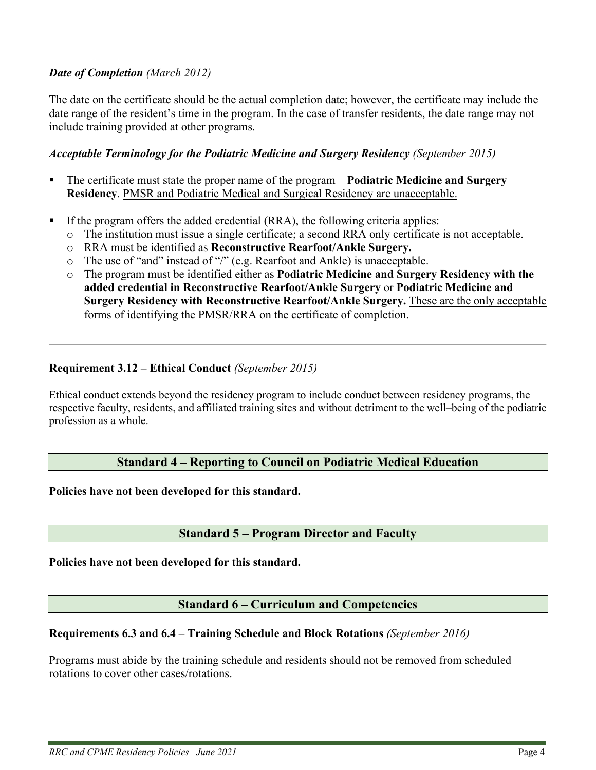***Date of Completion*** *(March 2012)*

The date on the certificate should be the actual completion date; however, the certificate may include the date range of the resident's time in the program. In the case of transfer residents, the date range may not include training provided at other programs.

***Acceptable Terminology for the Podiatric Medicine and Surgery Residency*** *(September 2015)*

- The certificate must state the proper name of the program – **Podiatric Medicine and Surgery Residency**. <u>PMSR and Podiatric Medical and Surgical Residency are unacceptable.</u>

- If the program offers the added credential (RRA), the following criteria applies:
  - The institution must issue a single certificate; a second RRA only certificate is not acceptable.
  - RRA must be identified as **Reconstructive Rearfoot/Ankle Surgery.**
  - The use of "and" instead of "/" (e.g. Rearfoot and Ankle) is unacceptable.
  - The program must be identified either as **Podiatric Medicine and Surgery Residency with the added credential in Reconstructive Rearfoot/Ankle Surgery** or **Podiatric Medicine and Surgery Residency with Reconstructive Rearfoot/Ankle Surgery.** <u>These are the only acceptable forms of identifying the PMSR/RRA on the certificate of completion.</u>

---

**Requirement 3.12 – Ethical Conduct** *(September 2015)*

Ethical conduct extends beyond the residency program to include conduct between residency programs, the respective faculty, residents, and affiliated training sites and without detriment to the well–being of the podiatric profession as a whole.

## Standard 4 – Reporting to Council on Podiatric Medical Education

**Policies have not been developed for this standard.**

## Standard 5 – Program Director and Faculty

**Policies have not been developed for this standard.**

## Standard 6 – Curriculum and Competencies

**Requirements 6.3 and 6.4 – Training Schedule and Block Rotations** *(September 2016)*

Programs must abide by the training schedule and residents should not be removed from scheduled rotations to cover other cases/rotations.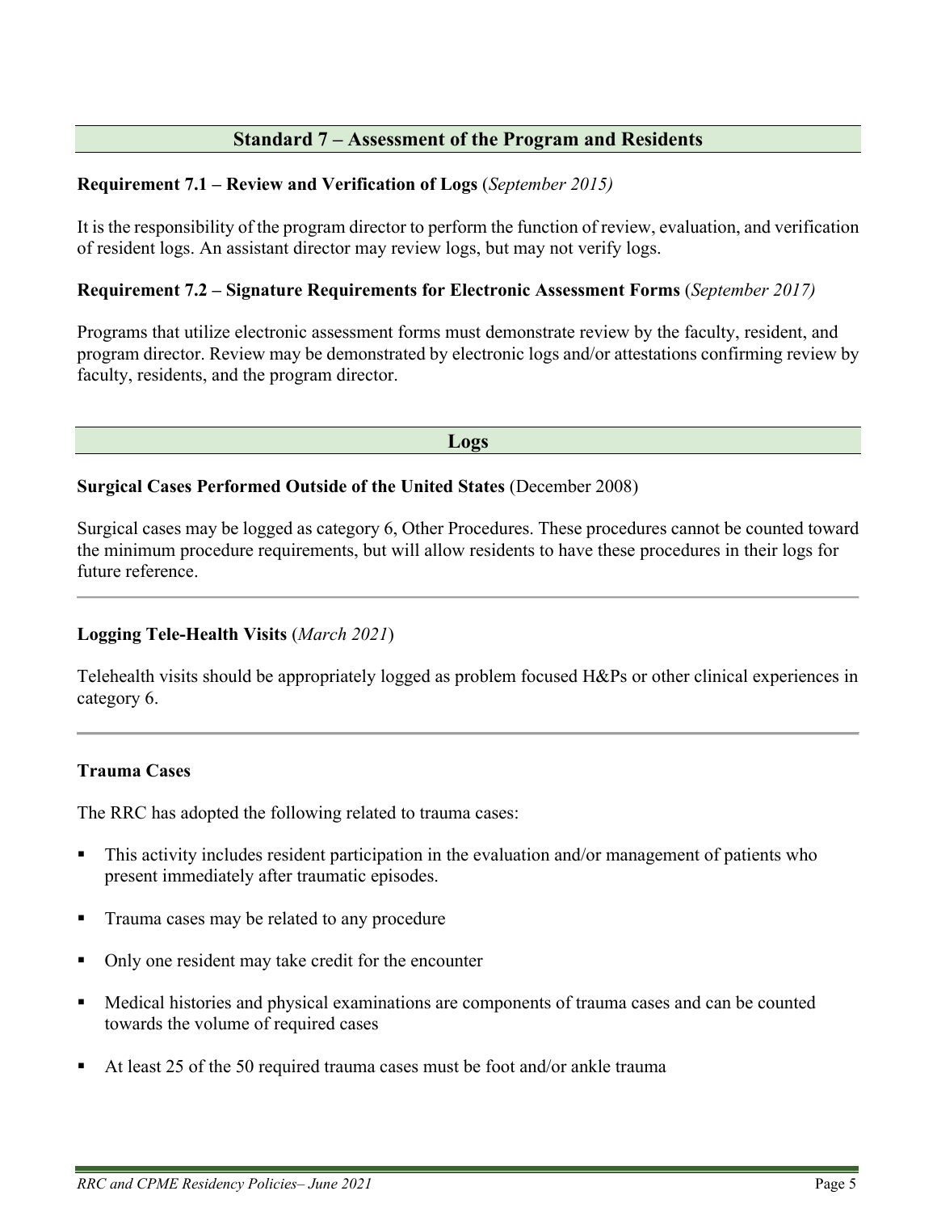## Standard 7 – Assessment of the Program and Residents

**Requirement 7.1 – Review and Verification of Logs** (*September 2015)*

It is the responsibility of the program director to perform the function of review, evaluation, and verification of resident logs. An assistant director may review logs, but may not verify logs.

**Requirement 7.2 – Signature Requirements for Electronic Assessment Forms** (*September 2017)*

Programs that utilize electronic assessment forms must demonstrate review by the faculty, resident, and program director. Review may be demonstrated by electronic logs and/or attestations confirming review by faculty, residents, and the program director.

## Logs

**Surgical Cases Performed Outside of the United States** (December 2008)

Surgical cases may be logged as category 6, Other Procedures. These procedures cannot be counted toward the minimum procedure requirements, but will allow residents to have these procedures in their logs for future reference.

---

**Logging Tele-Health Visits** (*March 2021*)

Telehealth visits should be appropriately logged as problem focused H&Ps or other clinical experiences in category 6.

---

**Trauma Cases**

The RRC has adopted the following related to trauma cases:

- This activity includes resident participation in the evaluation and/or management of patients who present immediately after traumatic episodes.
- Trauma cases may be related to any procedure
- Only one resident may take credit for the encounter
- Medical histories and physical examinations are components of trauma cases and can be counted towards the volume of required cases
- At least 25 of the 50 required trauma cases must be foot and/or ankle trauma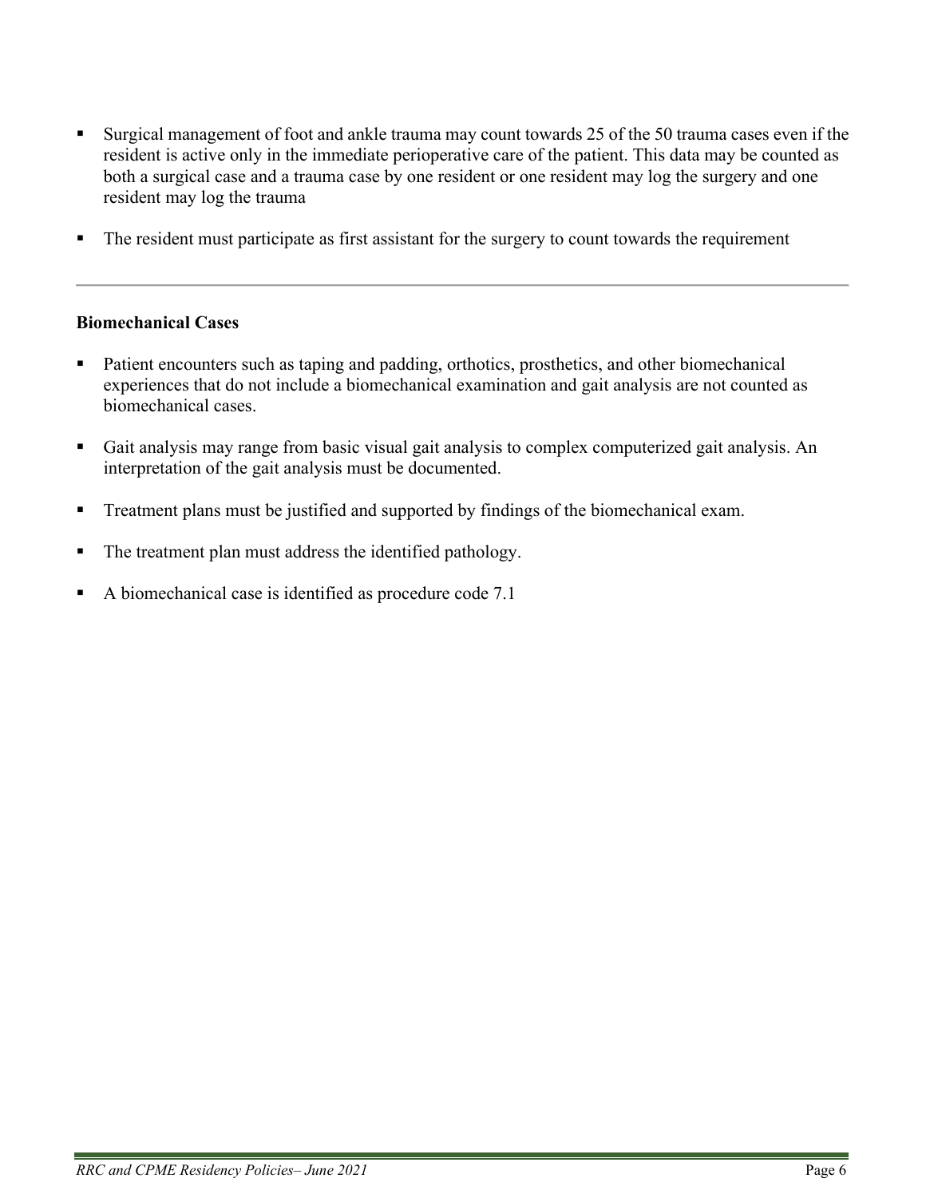- Surgical management of foot and ankle trauma may count towards 25 of the 50 trauma cases even if the resident is active only in the immediate perioperative care of the patient. This data may be counted as both a surgical case and a trauma case by one resident or one resident may log the surgery and one resident may log the trauma

- The resident must participate as first assistant for the surgery to count towards the requirement

---

**Biomechanical Cases**

- Patient encounters such as taping and padding, orthotics, prosthetics, and other biomechanical experiences that do not include a biomechanical examination and gait analysis are not counted as biomechanical cases.

- Gait analysis may range from basic visual gait analysis to complex computerized gait analysis. An interpretation of the gait analysis must be documented.

- Treatment plans must be justified and supported by findings of the biomechanical exam.

- The treatment plan must address the identified pathology.

- A biomechanical case is identified as procedure code 7.1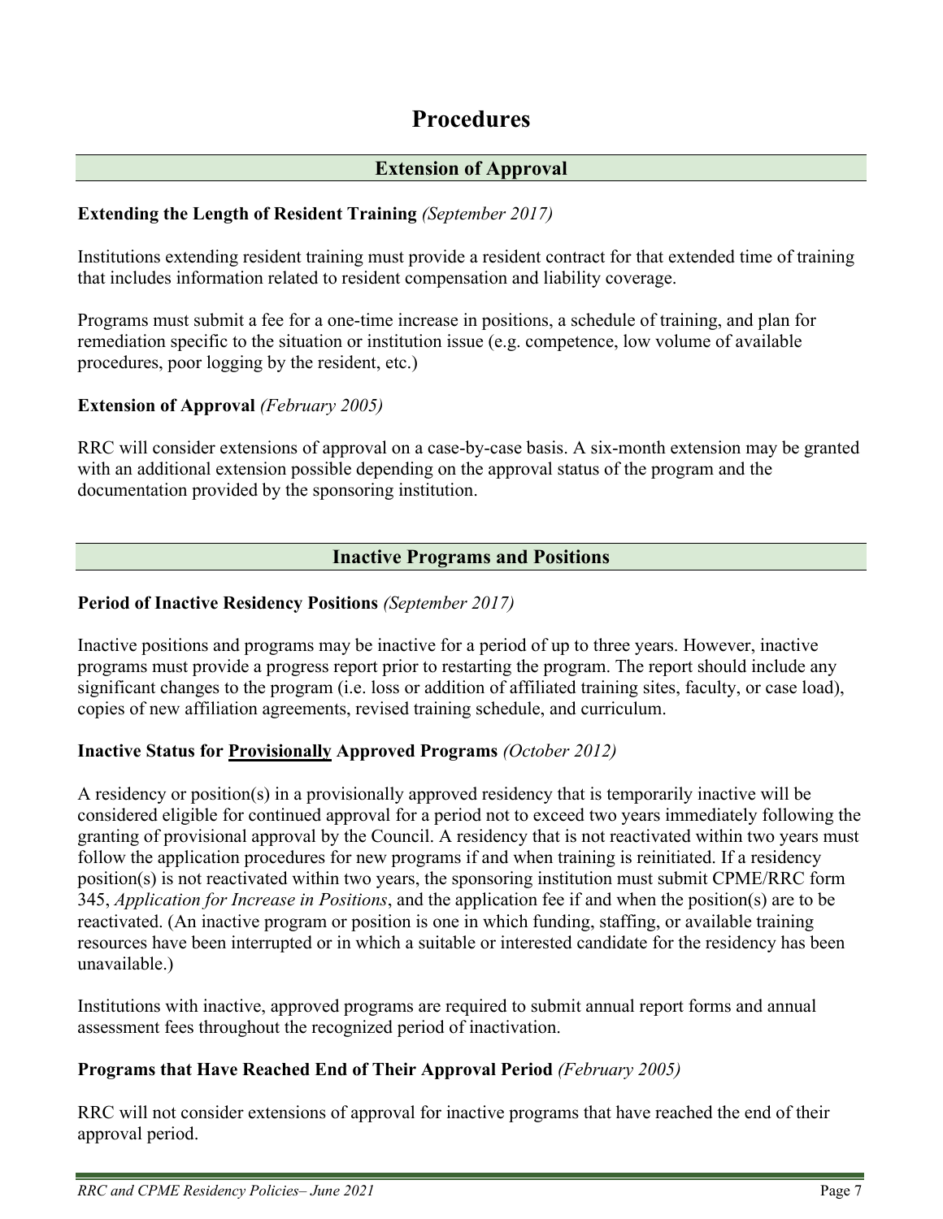# Procedures

## Extension of Approval

**Extending the Length of Resident Training** *(September 2017)*

Institutions extending resident training must provide a resident contract for that extended time of training that includes information related to resident compensation and liability coverage.

Programs must submit a fee for a one-time increase in positions, a schedule of training, and plan for remediation specific to the situation or institution issue (e.g. competence, low volume of available procedures, poor logging by the resident, etc.)

**Extension of Approval** *(February 2005)*

RRC will consider extensions of approval on a case-by-case basis. A six-month extension may be granted with an additional extension possible depending on the approval status of the program and the documentation provided by the sponsoring institution.

## Inactive Programs and Positions

**Period of Inactive Residency Positions** *(September 2017)*

Inactive positions and programs may be inactive for a period of up to three years. However, inactive programs must provide a progress report prior to restarting the program. The report should include any significant changes to the program (i.e. loss or addition of affiliated training sites, faculty, or case load), copies of new affiliation agreements, revised training schedule, and curriculum.

**Inactive Status for <u>Provisionally</u> Approved Programs** *(October 2012)*

A residency or position(s) in a provisionally approved residency that is temporarily inactive will be considered eligible for continued approval for a period not to exceed two years immediately following the granting of provisional approval by the Council. A residency that is not reactivated within two years must follow the application procedures for new programs if and when training is reinitiated. If a residency position(s) is not reactivated within two years, the sponsoring institution must submit CPME/RRC form 345, *Application for Increase in Positions*, and the application fee if and when the position(s) are to be reactivated. (An inactive program or position is one in which funding, staffing, or available training resources have been interrupted or in which a suitable or interested candidate for the residency has been unavailable.)

Institutions with inactive, approved programs are required to submit annual report forms and annual assessment fees throughout the recognized period of inactivation.

**Programs that Have Reached End of Their Approval Period** *(February 2005)*

RRC will not consider extensions of approval for inactive programs that have reached the end of their approval period.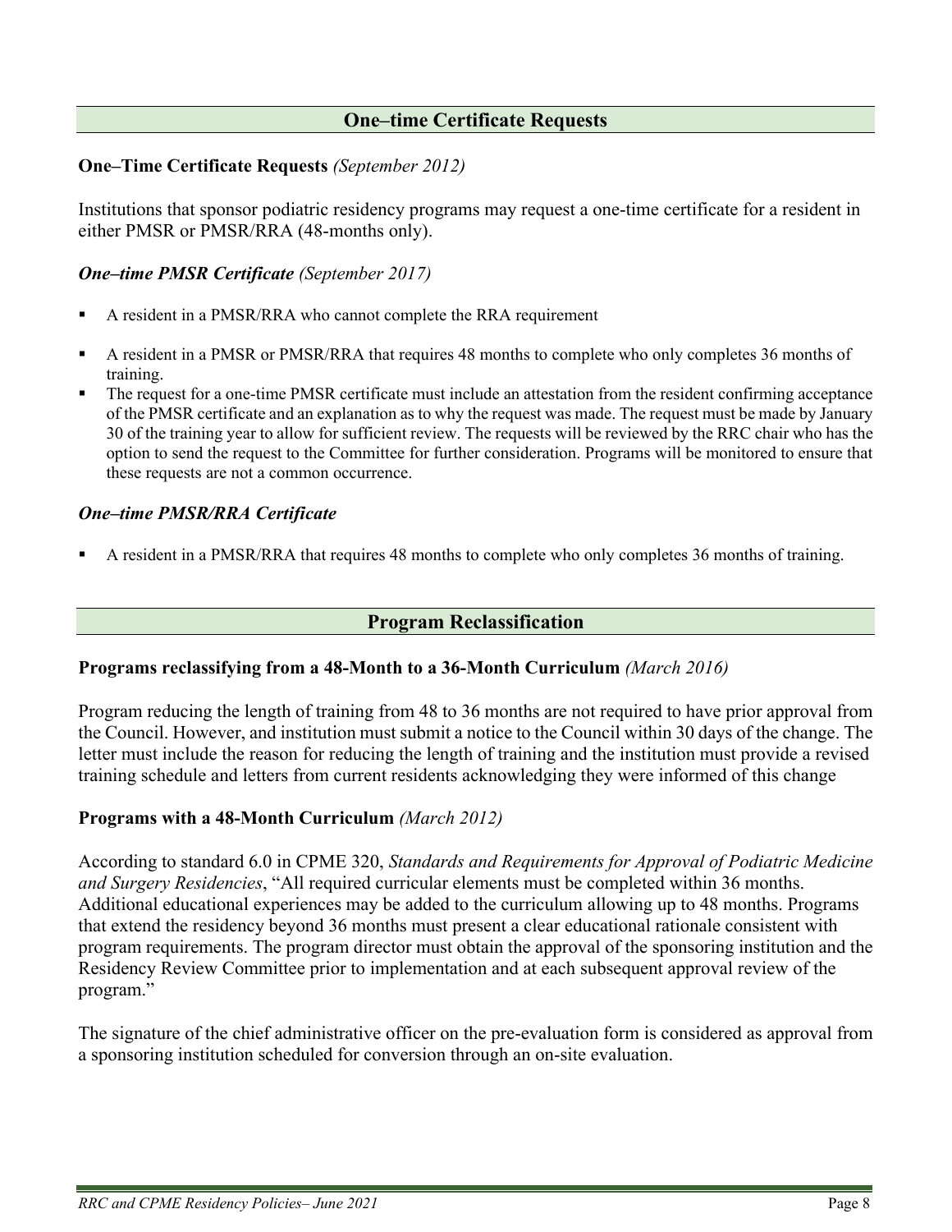## One–time Certificate Requests

**One–Time Certificate Requests** *(September 2012)*

Institutions that sponsor podiatric residency programs may request a one-time certificate for a resident in either PMSR or PMSR/RRA (48-months only).

***One–time PMSR Certificate*** *(September 2017)*

- A resident in a PMSR/RRA who cannot complete the RRA requirement
- A resident in a PMSR or PMSR/RRA that requires 48 months to complete who only completes 36 months of training.
- The request for a one-time PMSR certificate must include an attestation from the resident confirming acceptance of the PMSR certificate and an explanation as to why the request was made. The request must be made by January 30 of the training year to allow for sufficient review. The requests will be reviewed by the RRC chair who has the option to send the request to the Committee for further consideration. Programs will be monitored to ensure that these requests are not a common occurrence.

***One–time PMSR/RRA Certificate***

- A resident in a PMSR/RRA that requires 48 months to complete who only completes 36 months of training.

## Program Reclassification

**Programs reclassifying from a 48-Month to a 36-Month Curriculum** *(March 2016)*

Program reducing the length of training from 48 to 36 months are not required to have prior approval from the Council. However, and institution must submit a notice to the Council within 30 days of the change. The letter must include the reason for reducing the length of training and the institution must provide a revised training schedule and letters from current residents acknowledging they were informed of this change

**Programs with a 48-Month Curriculum** *(March 2012)*

According to standard 6.0 in CPME 320, *Standards and Requirements for Approval of Podiatric Medicine and Surgery Residencies*, "All required curricular elements must be completed within 36 months. Additional educational experiences may be added to the curriculum allowing up to 48 months. Programs that extend the residency beyond 36 months must present a clear educational rationale consistent with program requirements. The program director must obtain the approval of the sponsoring institution and the Residency Review Committee prior to implementation and at each subsequent approval review of the program."

The signature of the chief administrative officer on the pre-evaluation form is considered as approval from a sponsoring institution scheduled for conversion through an on-site evaluation.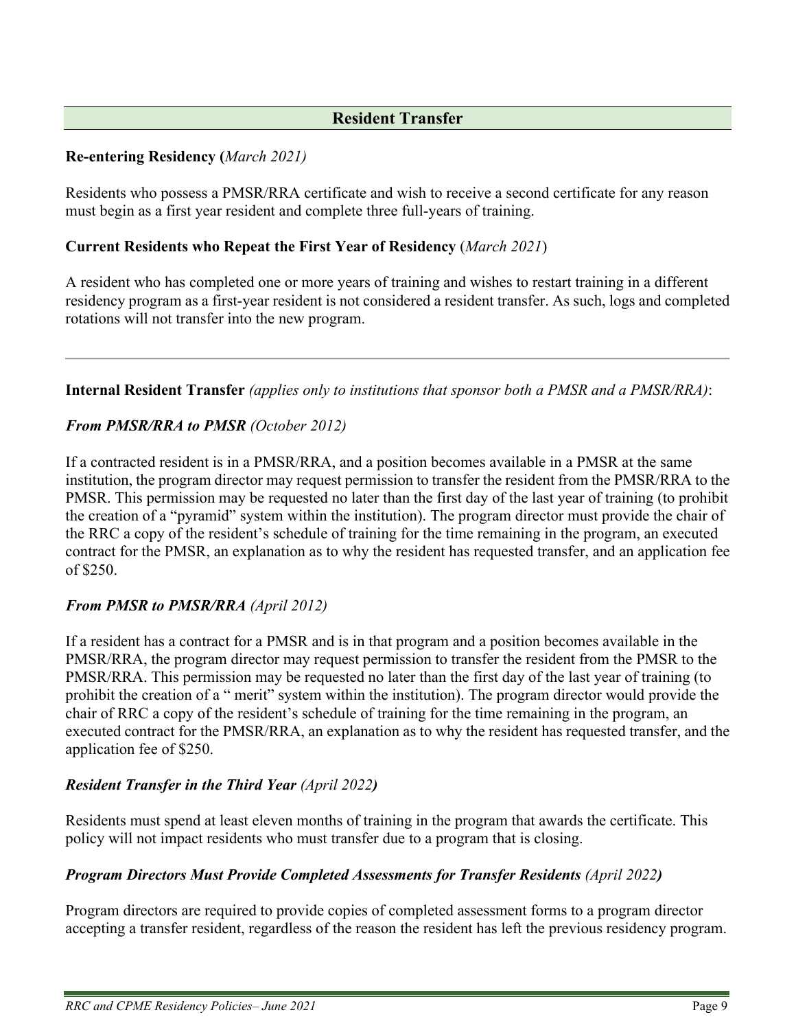## Resident Transfer

**Re-entering Residency (***March 2021)*

Residents who possess a PMSR/RRA certificate and wish to receive a second certificate for any reason must begin as a first year resident and complete three full-years of training.

**Current Residents who Repeat the First Year of Residency** (*March 2021*)

A resident who has completed one or more years of training and wishes to restart training in a different residency program as a first-year resident is not considered a resident transfer. As such, logs and completed rotations will not transfer into the new program.

---

**Internal Resident Transfer** *(applies only to institutions that sponsor both a PMSR and a PMSR/RRA)*:

***From PMSR/RRA to PMSR*** *(October 2012)*

If a contracted resident is in a PMSR/RRA, and a position becomes available in a PMSR at the same institution, the program director may request permission to transfer the resident from the PMSR/RRA to the PMSR. This permission may be requested no later than the first day of the last year of training (to prohibit the creation of a "pyramid" system within the institution). The program director must provide the chair of the RRC a copy of the resident's schedule of training for the time remaining in the program, an executed contract for the PMSR, an explanation as to why the resident has requested transfer, and an application fee of $250.

***From PMSR to PMSR/RRA*** *(April 2012)*

If a resident has a contract for a PMSR and is in that program and a position becomes available in the PMSR/RRA, the program director may request permission to transfer the resident from the PMSR to the PMSR/RRA. This permission may be requested no later than the first day of the last year of training (to prohibit the creation of a " merit" system within the institution). The program director would provide the chair of RRC a copy of the resident's schedule of training for the time remaining in the program, an executed contract for the PMSR/RRA, an explanation as to why the resident has requested transfer, and the application fee of $250.

***Resident Transfer in the Third Year*** *(April 2022)*

Residents must spend at least eleven months of training in the program that awards the certificate. This policy will not impact residents who must transfer due to a program that is closing.

***Program Directors Must Provide Completed Assessments for Transfer Residents*** *(April 2022)*

Program directors are required to provide copies of completed assessment forms to a program director accepting a transfer resident, regardless of the reason the resident has left the previous residency program.